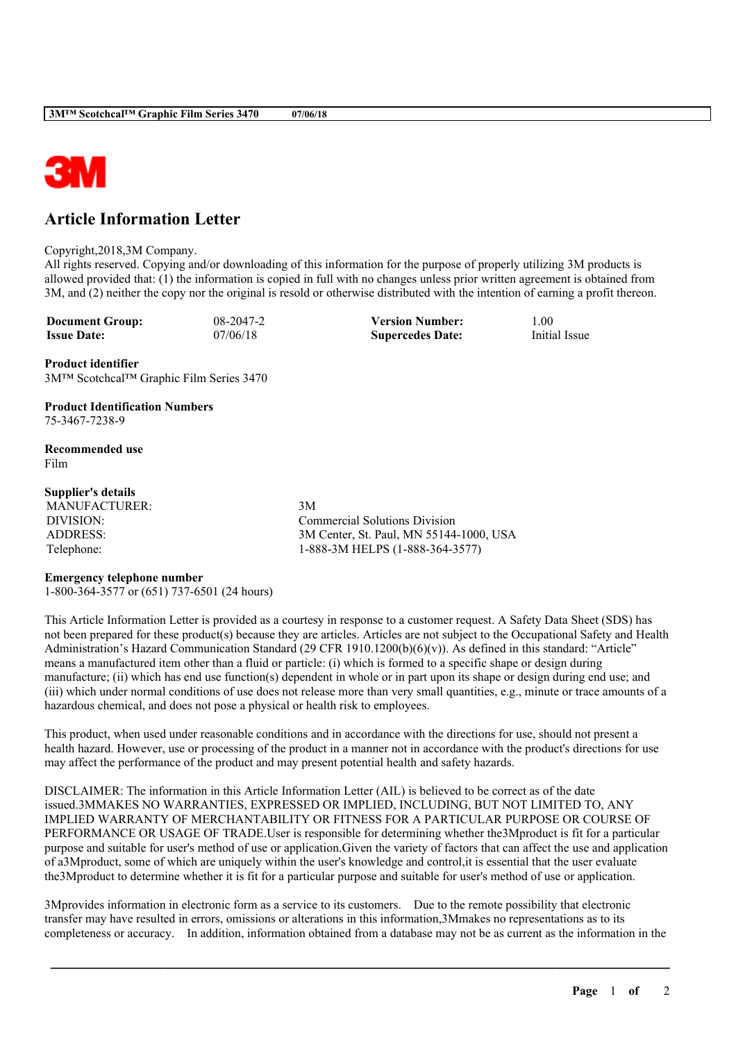# Article Information Letter

Copyright,2018,3M Company.
All rights reserved. Copying and/or downloading of this information for the purpose of properly utilizing 3M products is allowed provided that: (1) the information is copied in full with no changes unless prior written agreement is obtained from 3M, and (2) neither the copy nor the original is resold or otherwise distributed with the intention of earning a profit thereon.

| | | | |
|---|---|---|---|
| **Document Group:** | 08-2047-2 | **Version Number:** | 1.00 |
| **Issue Date:** | 07/06/18 | **Supercedes Date:** | Initial Issue |

**Product identifier**
3M™ Scotchcal™ Graphic Film Series 3470

**Product Identification Numbers**
75-3467-7238-9

**Recommended use**
Film

**Supplier's details**

| | |
|---|---|
| MANUFACTURER: | 3M |
| DIVISION: | Commercial Solutions Division |
| ADDRESS: | 3M Center, St. Paul, MN 55144-1000, USA |
| Telephone: | 1-888-3M HELPS (1-888-364-3577) |

**Emergency telephone number**
1-800-364-3577 or (651) 737-6501 (24 hours)

This Article Information Letter is provided as a courtesy in response to a customer request. A Safety Data Sheet (SDS) has not been prepared for these product(s) because they are articles. Articles are not subject to the Occupational Safety and Health Administration's Hazard Communication Standard (29 CFR 1910.1200(b)(6)(v)). As defined in this standard: "Article" means a manufactured item other than a fluid or particle: (i) which is formed to a specific shape or design during manufacture; (ii) which has end use function(s) dependent in whole or in part upon its shape or design during end use; and (iii) which under normal conditions of use does not release more than very small quantities, e.g., minute or trace amounts of a hazardous chemical, and does not pose a physical or health risk to employees.

This product, when used under reasonable conditions and in accordance with the directions for use, should not present a health hazard. However, use or processing of the product in a manner not in accordance with the product's directions for use may affect the performance of the product and may present potential health and safety hazards.

DISCLAIMER: The information in this Article Information Letter (AIL) is believed to be correct as of the date issued.3MMAKES NO WARRANTIES, EXPRESSED OR IMPLIED, INCLUDING, BUT NOT LIMITED TO, ANY IMPLIED WARRANTY OF MERCHANTABILITY OR FITNESS FOR A PARTICULAR PURPOSE OR COURSE OF PERFORMANCE OR USAGE OF TRADE.User is responsible for determining whether the3Mproduct is fit for a particular purpose and suitable for user's method of use or application.Given the variety of factors that can affect the use and application of a3Mproduct, some of which are uniquely within the user's knowledge and control,it is essential that the user evaluate the3Mproduct to determine whether it is fit for a particular purpose and suitable for user's method of use or application.

3Mprovides information in electronic form as a service to its customers. Due to the remote possibility that electronic transfer may have resulted in errors, omissions or alterations in this information,3Mmakes no representations as to its completeness or accuracy. In addition, information obtained from a database may not be as current as the information in the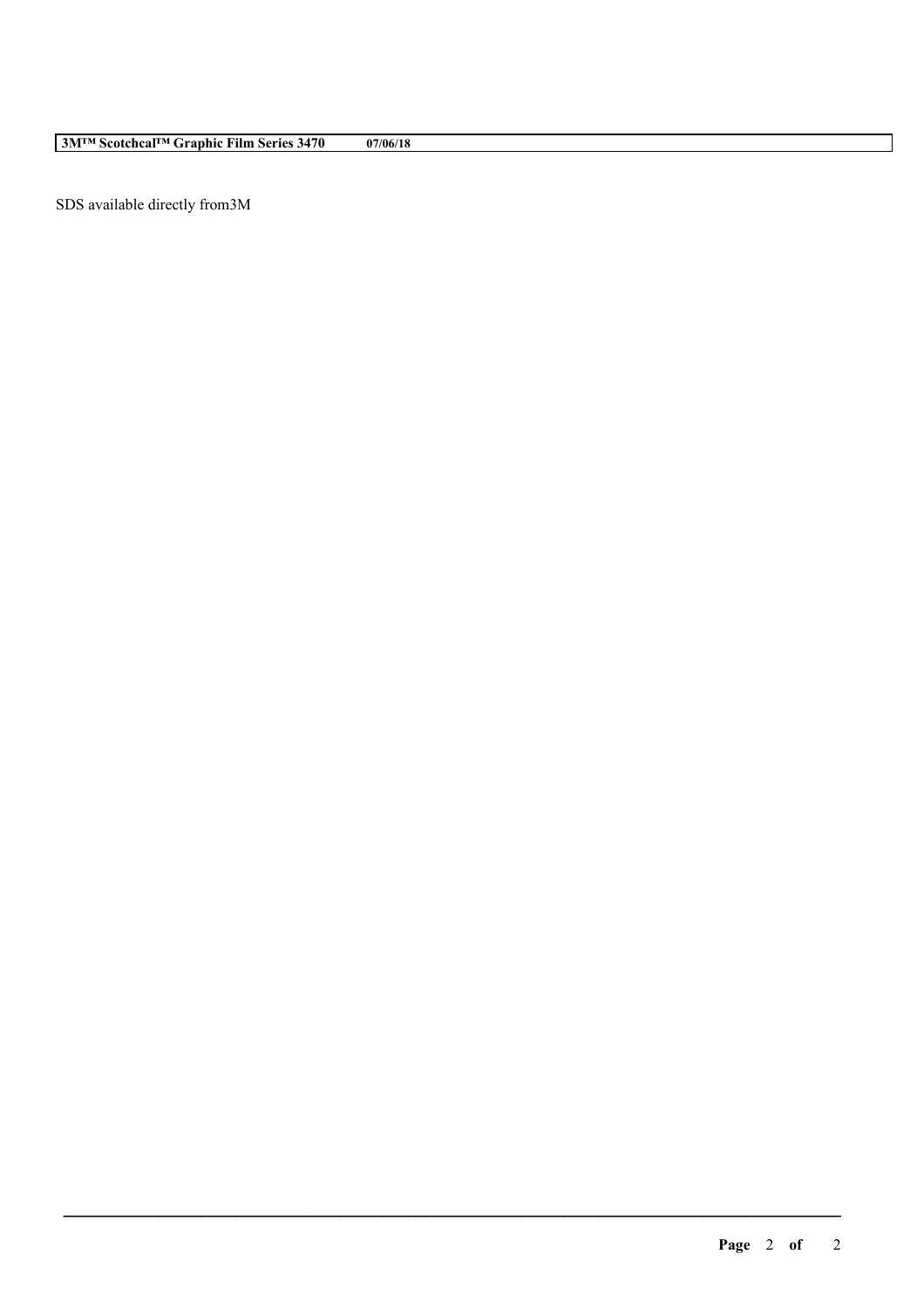SDS available directly from3M